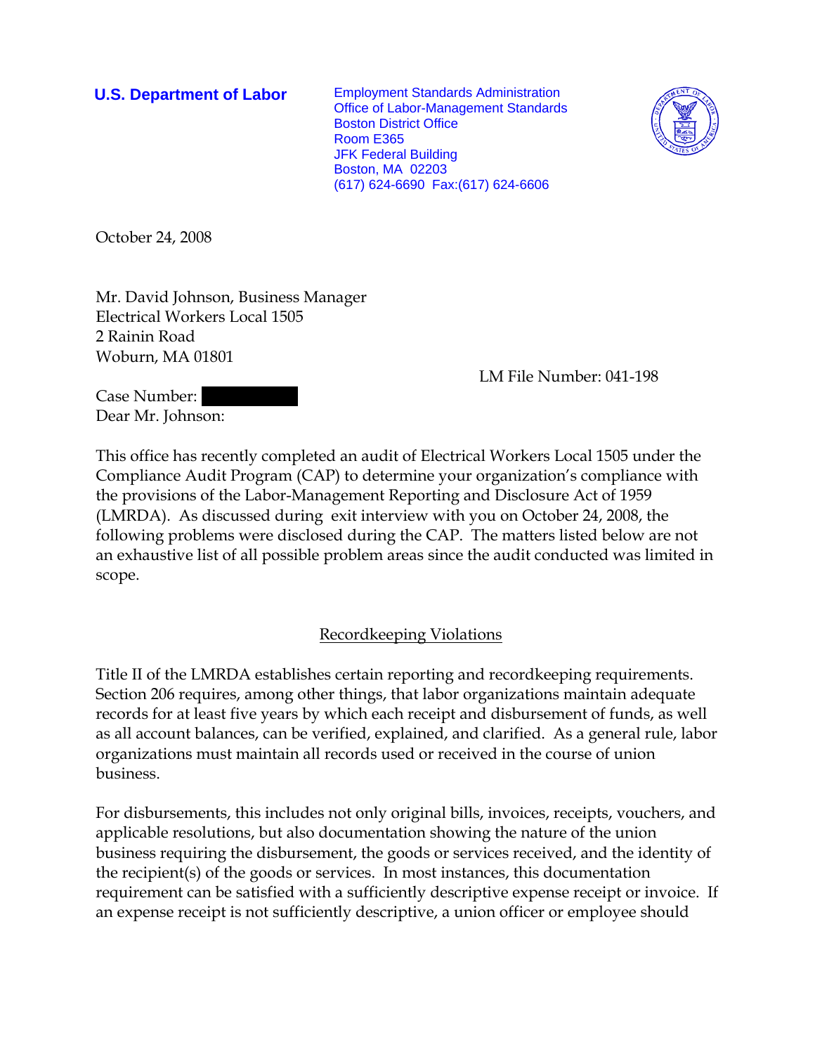**U.S. Department of Labor**

Employment Standards Administration
Office of Labor-Management Standards
Boston District Office
Room E365
JFK Federal Building
Boston, MA 02203
(617) 624-6690 Fax:(617) 624-6606

October 24, 2008

Mr. David Johnson, Business Manager
Electrical Workers Local 1505
2 Rainin Road
Woburn, MA 01801

LM File Number: 041-198

Case Number: 

Dear Mr. Johnson:

This office has recently completed an audit of Electrical Workers Local 1505 under the Compliance Audit Program (CAP) to determine your organization's compliance with the provisions of the Labor-Management Reporting and Disclosure Act of 1959 (LMRDA). As discussed during exit interview with you on October 24, 2008, the following problems were disclosed during the CAP. The matters listed below are not an exhaustive list of all possible problem areas since the audit conducted was limited in scope.

## Recordkeeping Violations

Title II of the LMRDA establishes certain reporting and recordkeeping requirements. Section 206 requires, among other things, that labor organizations maintain adequate records for at least five years by which each receipt and disbursement of funds, as well as all account balances, can be verified, explained, and clarified. As a general rule, labor organizations must maintain all records used or received in the course of union business.

For disbursements, this includes not only original bills, invoices, receipts, vouchers, and applicable resolutions, but also documentation showing the nature of the union business requiring the disbursement, the goods or services received, and the identity of the recipient(s) of the goods or services. In most instances, this documentation requirement can be satisfied with a sufficiently descriptive expense receipt or invoice. If an expense receipt is not sufficiently descriptive, a union officer or employee should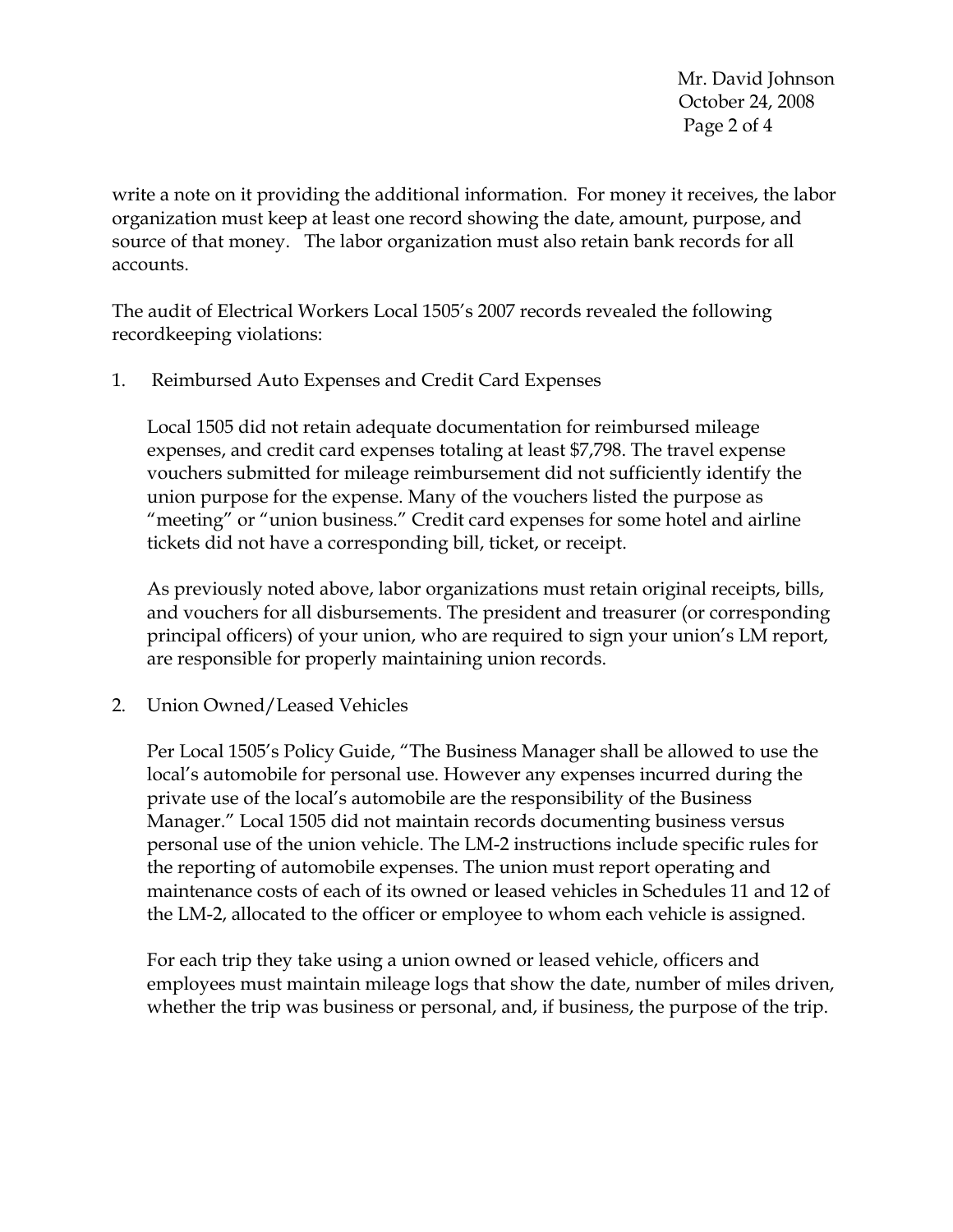write a note on it providing the additional information. For money it receives, the labor organization must keep at least one record showing the date, amount, purpose, and source of that money. The labor organization must also retain bank records for all accounts.

The audit of Electrical Workers Local 1505's 2007 records revealed the following recordkeeping violations:

1. Reimbursed Auto Expenses and Credit Card Expenses

   Local 1505 did not retain adequate documentation for reimbursed mileage expenses, and credit card expenses totaling at least $7,798. The travel expense vouchers submitted for mileage reimbursement did not sufficiently identify the union purpose for the expense. Many of the vouchers listed the purpose as "meeting" or "union business." Credit card expenses for some hotel and airline tickets did not have a corresponding bill, ticket, or receipt.

   As previously noted above, labor organizations must retain original receipts, bills, and vouchers for all disbursements. The president and treasurer (or corresponding principal officers) of your union, who are required to sign your union's LM report, are responsible for properly maintaining union records.

2. Union Owned/Leased Vehicles

   Per Local 1505's Policy Guide, "The Business Manager shall be allowed to use the local's automobile for personal use. However any expenses incurred during the private use of the local's automobile are the responsibility of the Business Manager." Local 1505 did not maintain records documenting business versus personal use of the union vehicle. The LM-2 instructions include specific rules for the reporting of automobile expenses. The union must report operating and maintenance costs of each of its owned or leased vehicles in Schedules 11 and 12 of the LM-2, allocated to the officer or employee to whom each vehicle is assigned.

   For each trip they take using a union owned or leased vehicle, officers and employees must maintain mileage logs that show the date, number of miles driven, whether the trip was business or personal, and, if business, the purpose of the trip.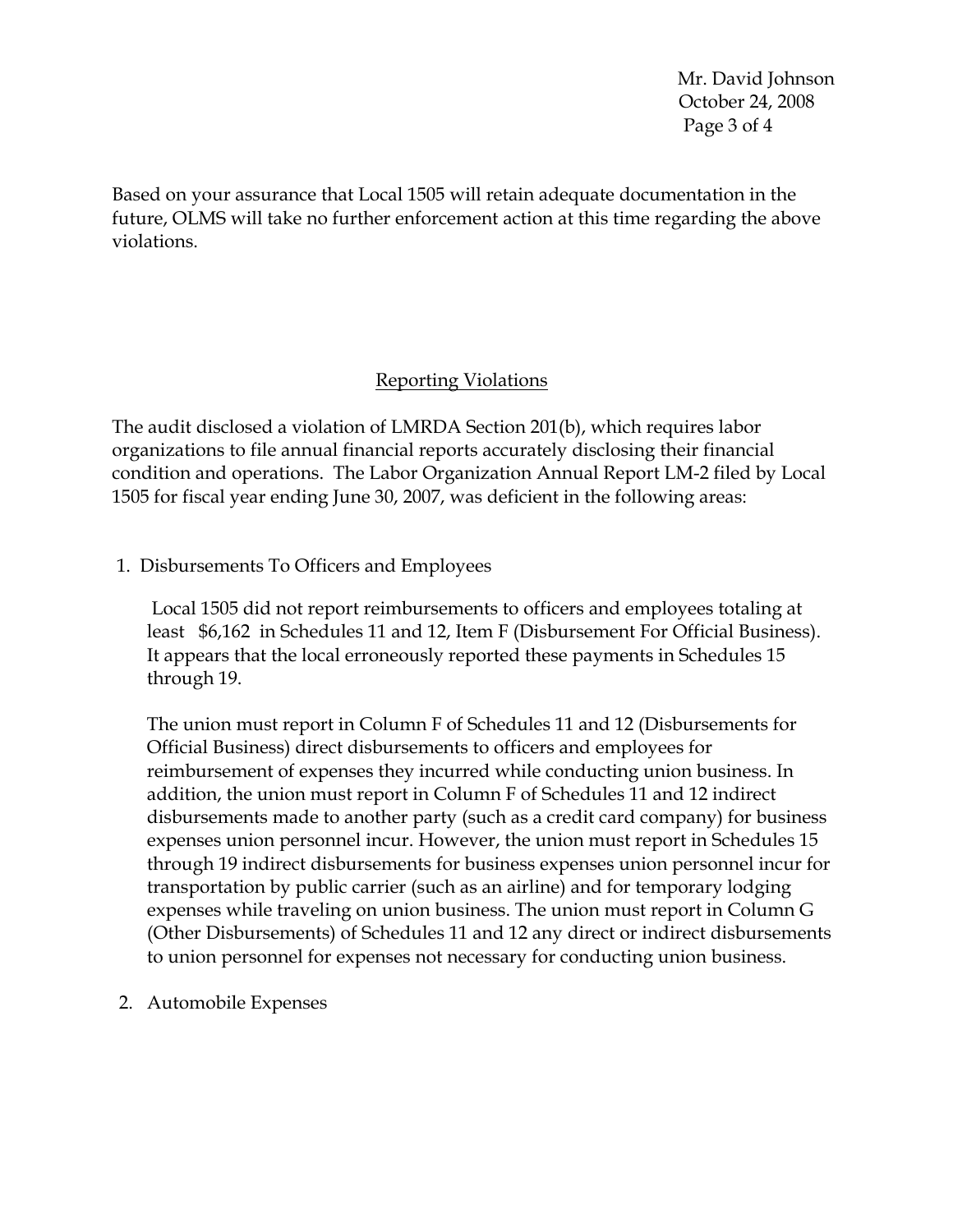Based on your assurance that Local 1505 will retain adequate documentation in the future, OLMS will take no further enforcement action at this time regarding the above violations.

## Reporting Violations

The audit disclosed a violation of LMRDA Section 201(b), which requires labor organizations to file annual financial reports accurately disclosing their financial condition and operations. The Labor Organization Annual Report LM-2 filed by Local 1505 for fiscal year ending June 30, 2007, was deficient in the following areas:

1. Disbursements To Officers and Employees

   Local 1505 did not report reimbursements to officers and employees totaling at least $6,162 in Schedules 11 and 12, Item F (Disbursement For Official Business). It appears that the local erroneously reported these payments in Schedules 15 through 19.

   The union must report in Column F of Schedules 11 and 12 (Disbursements for Official Business) direct disbursements to officers and employees for reimbursement of expenses they incurred while conducting union business. In addition, the union must report in Column F of Schedules 11 and 12 indirect disbursements made to another party (such as a credit card company) for business expenses union personnel incur. However, the union must report in Schedules 15 through 19 indirect disbursements for business expenses union personnel incur for transportation by public carrier (such as an airline) and for temporary lodging expenses while traveling on union business. The union must report in Column G (Other Disbursements) of Schedules 11 and 12 any direct or indirect disbursements to union personnel for expenses not necessary for conducting union business.

2. Automobile Expenses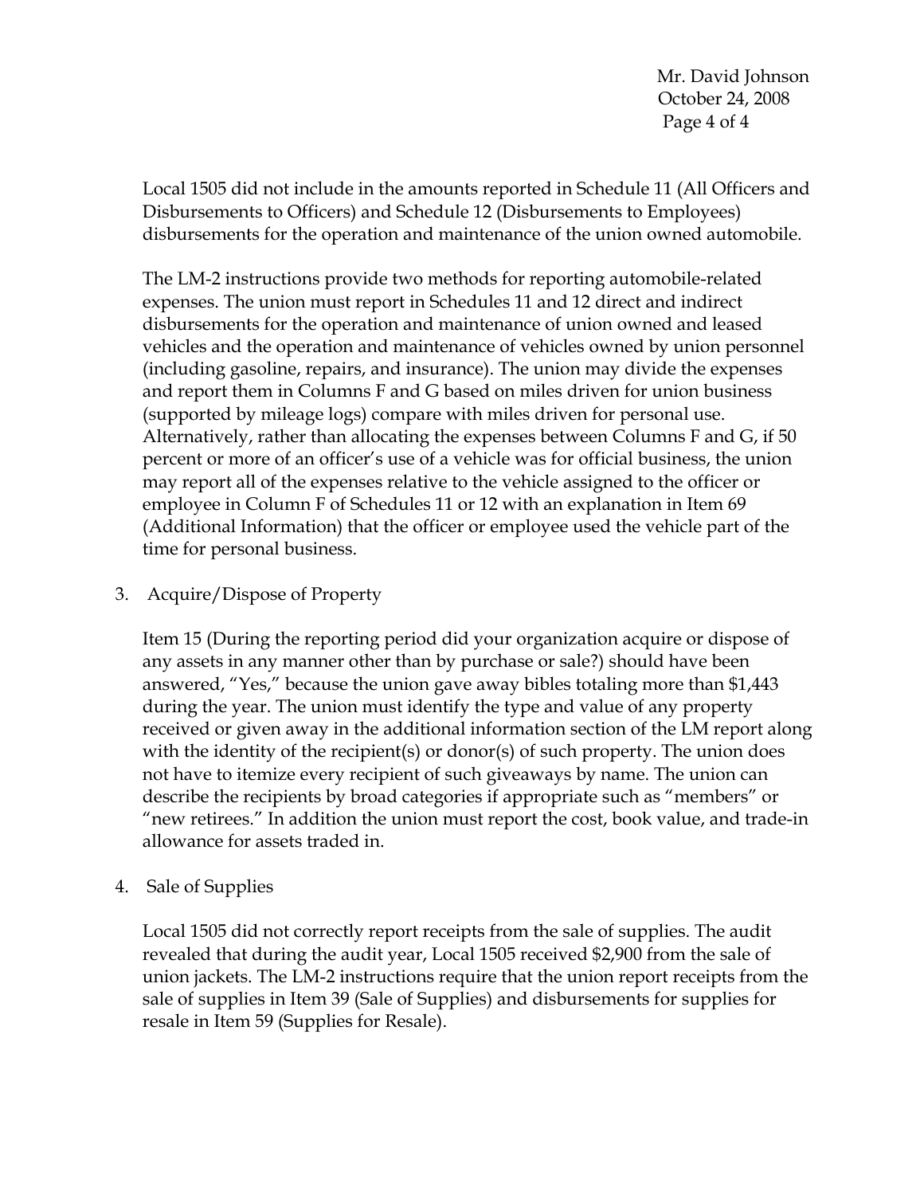Local 1505 did not include in the amounts reported in Schedule 11 (All Officers and Disbursements to Officers) and Schedule 12 (Disbursements to Employees) disbursements for the operation and maintenance of the union owned automobile.

The LM-2 instructions provide two methods for reporting automobile-related expenses. The union must report in Schedules 11 and 12 direct and indirect disbursements for the operation and maintenance of union owned and leased vehicles and the operation and maintenance of vehicles owned by union personnel (including gasoline, repairs, and insurance). The union may divide the expenses and report them in Columns F and G based on miles driven for union business (supported by mileage logs) compare with miles driven for personal use. Alternatively, rather than allocating the expenses between Columns F and G, if 50 percent or more of an officer's use of a vehicle was for official business, the union may report all of the expenses relative to the vehicle assigned to the officer or employee in Column F of Schedules 11 or 12 with an explanation in Item 69 (Additional Information) that the officer or employee used the vehicle part of the time for personal business.

3. Acquire/Dispose of Property

   Item 15 (During the reporting period did your organization acquire or dispose of any assets in any manner other than by purchase or sale?) should have been answered, "Yes," because the union gave away bibles totaling more than $1,443 during the year. The union must identify the type and value of any property received or given away in the additional information section of the LM report along with the identity of the recipient(s) or donor(s) of such property. The union does not have to itemize every recipient of such giveaways by name. The union can describe the recipients by broad categories if appropriate such as "members" or "new retirees." In addition the union must report the cost, book value, and trade-in allowance for assets traded in.

4. Sale of Supplies

   Local 1505 did not correctly report receipts from the sale of supplies. The audit revealed that during the audit year, Local 1505 received $2,900 from the sale of union jackets. The LM-2 instructions require that the union report receipts from the sale of supplies in Item 39 (Sale of Supplies) and disbursements for supplies for resale in Item 59 (Supplies for Resale).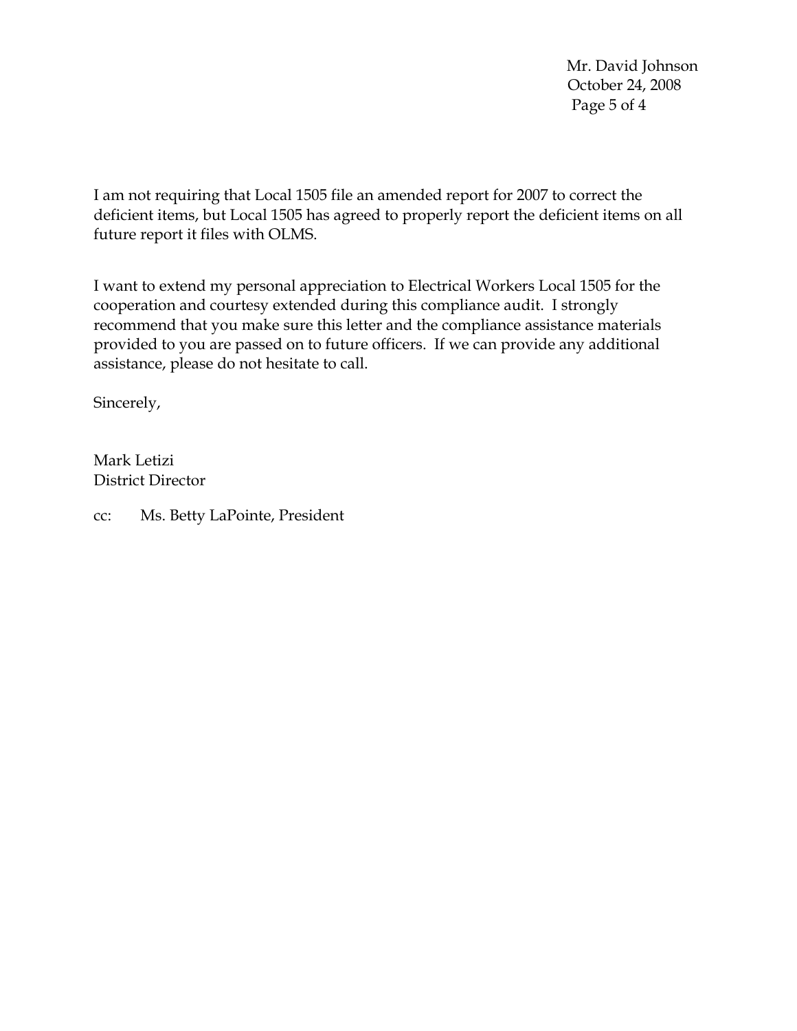I am not requiring that Local 1505 file an amended report for 2007 to correct the deficient items, but Local 1505 has agreed to properly report the deficient items on all future report it files with OLMS.

I want to extend my personal appreciation to Electrical Workers Local 1505 for the cooperation and courtesy extended during this compliance audit. I strongly recommend that you make sure this letter and the compliance assistance materials provided to you are passed on to future officers. If we can provide any additional assistance, please do not hesitate to call.

Sincerely,

Mark Letizi
District Director

cc: Ms. Betty LaPointe, President